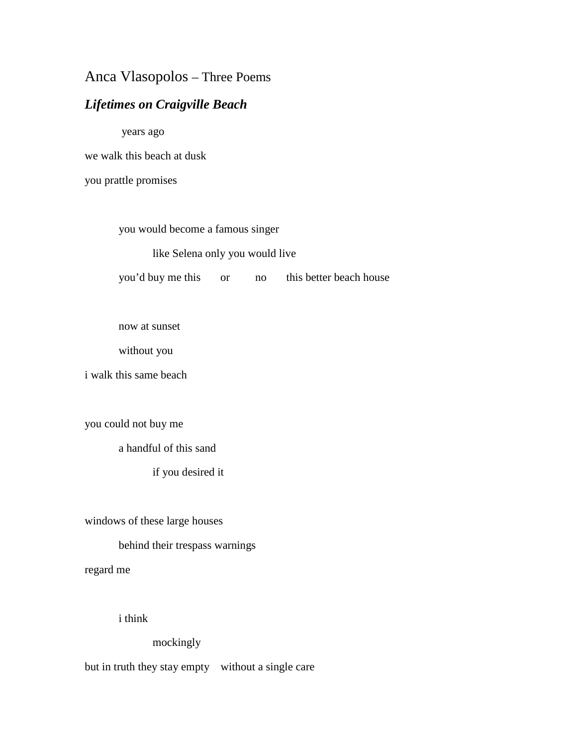# Anca Vlasopolos – Three Poems

## ***Lifetimes on Craigville Beach***

years ago

we walk this beach at dusk

you prattle promises

you would become a famous singer

like Selena only you would live

you'd buy me this    or    no    this better beach house

now at sunset

without you

i walk this same beach

you could not buy me

a handful of this sand

if you desired it

windows of these large houses

behind their trespass warnings

regard me

i think

mockingly

but in truth they stay empty    without a single care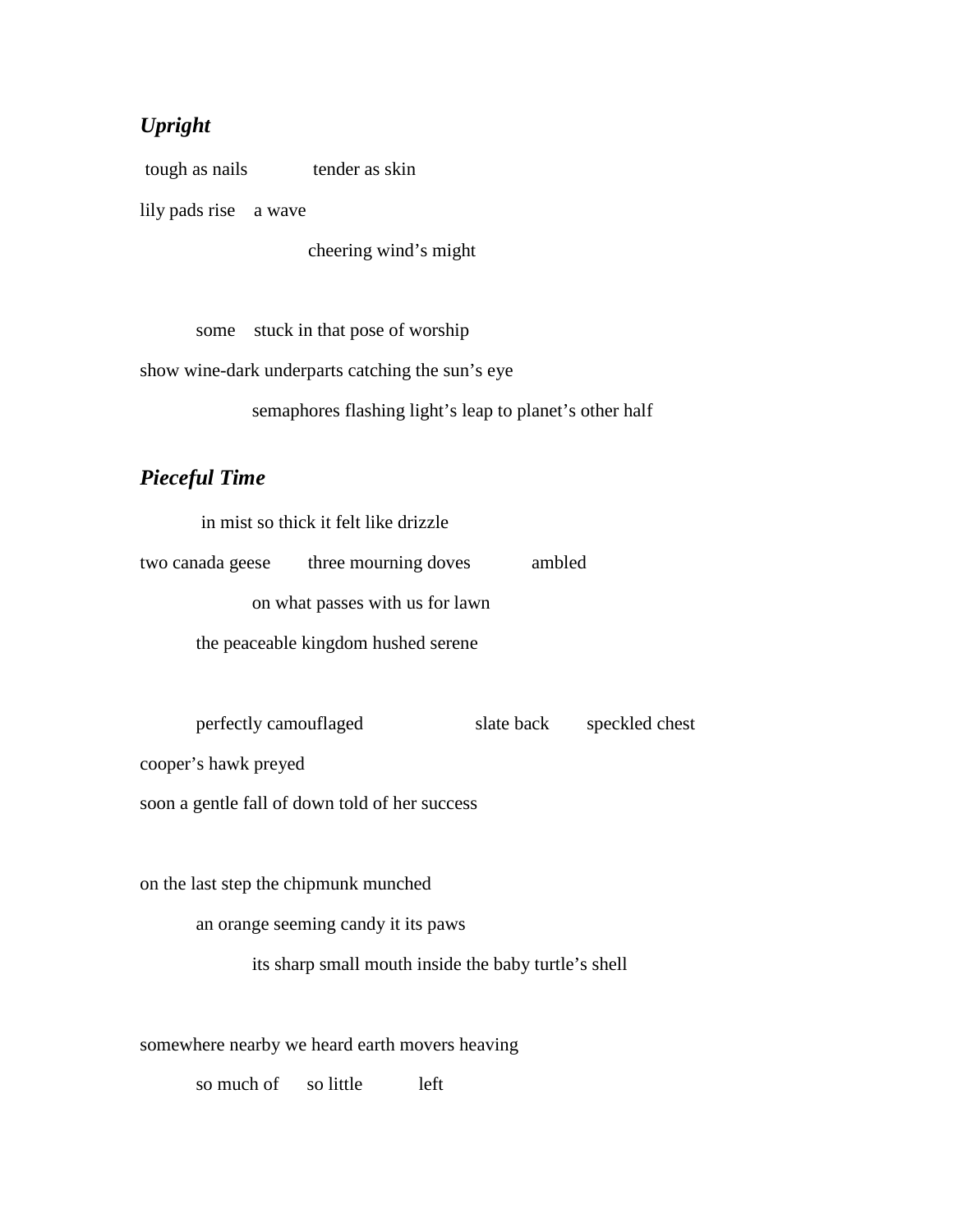### ***Upright***

tough as nails            tender as skin

lily pads rise    a wave

                    cheering wind's might

      some    stuck in that pose of worship

show wine-dark underparts catching the sun's eye

            semaphores flashing light's leap to planet's other half

### ***Pieceful Time***

      in mist so thick it felt like drizzle

two canada geese        three mourning doves            ambled

            on what passes with us for lawn

      the peaceable kingdom hushed serene

      perfectly camouflaged                    slate back        speckled chest

cooper's hawk preyed

soon a gentle fall of down told of her success

on the last step the chipmunk munched

      an orange seeming candy it its paws

            its sharp small mouth inside the baby turtle's shell

somewhere nearby we heard earth movers heaving

      so much of      so little           left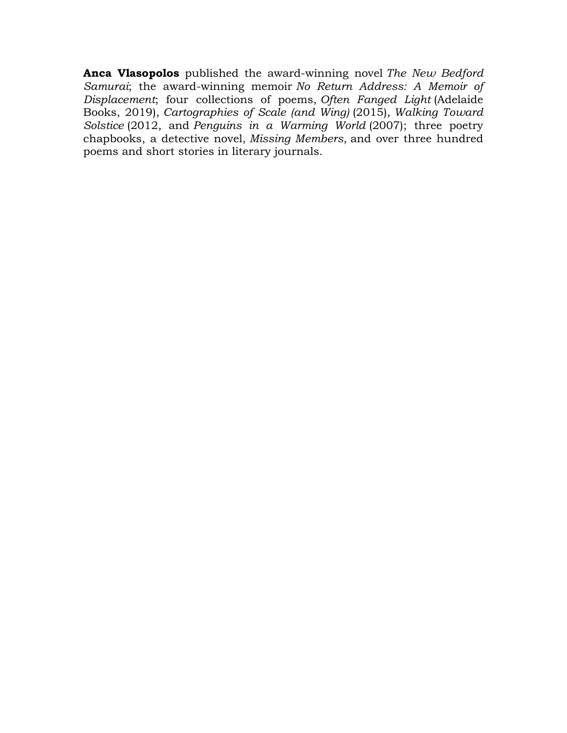**Anca Vlasopolos** published the award-winning novel *The New Bedford Samurai*; the award-winning memoir *No Return Address: A Memoir of Displacement*; four collections of poems, *Often Fanged Light* (Adelaide Books, 2019), *Cartographies of Scale (and Wing)* (2015), *Walking Toward Solstice* (2012, and *Penguins in a Warming World* (2007); three poetry chapbooks, a detective novel, *Missing Members*, and over three hundred poems and short stories in literary journals.